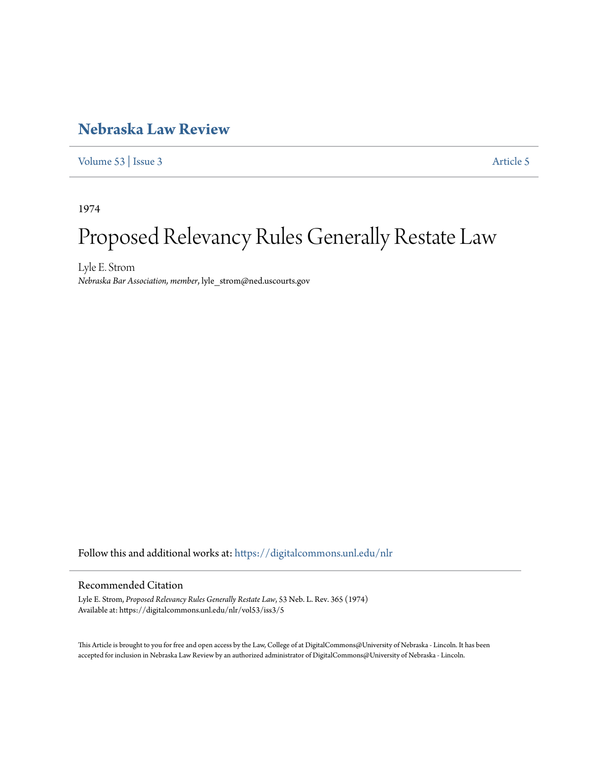# Nebraska Law Review

Volume 53 | Issue 3 Article 5

1974

# Proposed Relevancy Rules Generally Restate Law

Lyle E. Strom

*Nebraska Bar Association, member*, lyle_strom@ned.uscourts.gov

Follow this and additional works at: https://digitalcommons.unl.edu/nlr

## Recommended Citation

Lyle E. Strom, *Proposed Relevancy Rules Generally Restate Law*, 53 Neb. L. Rev. 365 (1974)
Available at: https://digitalcommons.unl.edu/nlr/vol53/iss3/5

This Article is brought to you for free and open access by the Law, College of at DigitalCommons@University of Nebraska - Lincoln. It has been accepted for inclusion in Nebraska Law Review by an authorized administrator of DigitalCommons@University of Nebraska - Lincoln.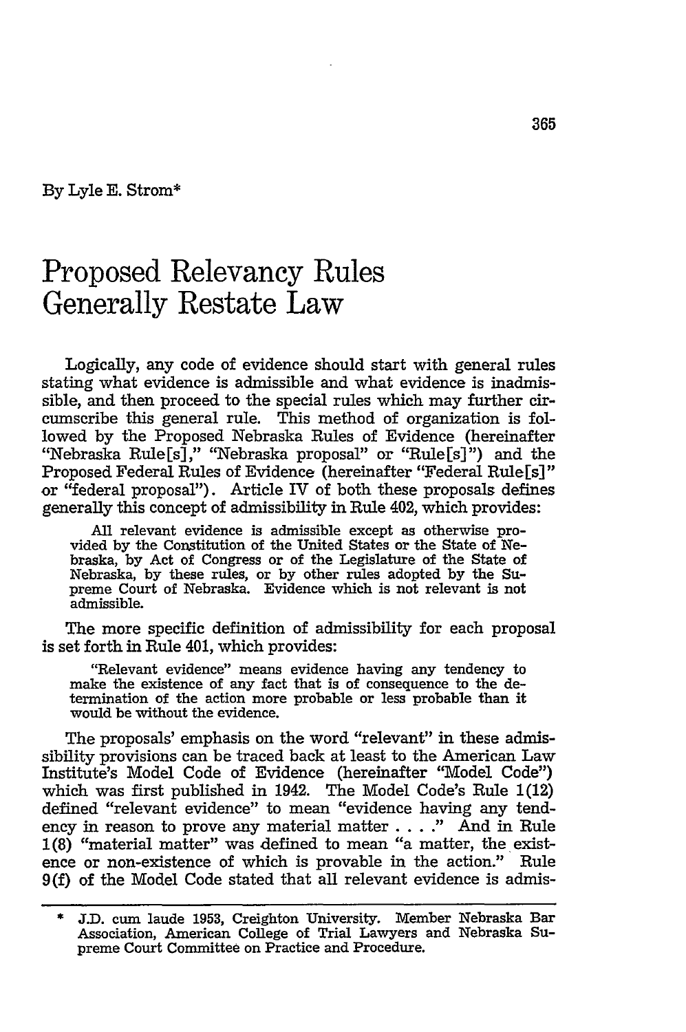By Lyle E. Strom*

# Proposed Relevancy Rules Generally Restate Law

Logically, any code of evidence should start with general rules stating what evidence is admissible and what evidence is inadmissible, and then proceed to the special rules which may further circumscribe this general rule. This method of organization is followed by the Proposed Nebraska Rules of Evidence (hereinafter "Nebraska Rule[s]," "Nebraska proposal" or "Rule[s]") and the Proposed Federal Rules of Evidence (hereinafter "Federal Rule[s]" or "federal proposal"). Article IV of both these proposals defines generally this concept of admissibility in Rule 402, which provides:

> All relevant evidence is admissible except as otherwise provided by the Constitution of the United States or the State of Nebraska, by Act of Congress or of the Legislature of the State of Nebraska, by these rules, or by other rules adopted by the Supreme Court of Nebraska. Evidence which is not relevant is not admissible.

The more specific definition of admissibility for each proposal is set forth in Rule 401, which provides:

> "Relevant evidence" means evidence having any tendency to make the existence of any fact that is of consequence to the determination of the action more probable or less probable than it would be without the evidence.

The proposals' emphasis on the word "relevant" in these admissibility provisions can be traced back at least to the American Law Institute's Model Code of Evidence (hereinafter "Model Code") which was first published in 1942. The Model Code's Rule 1(12) defined "relevant evidence" to mean "evidence having any tendency in reason to prove any material matter . . . ." And in Rule 1(8) "material matter" was defined to mean "a matter, the existence or non-existence of which is provable in the action." Rule 9(f) of the Model Code stated that all relevant evidence is admis-

---

\* J.D. cum laude 1953, Creighton University. Member Nebraska Bar Association, American College of Trial Lawyers and Nebraska Supreme Court Committee on Practice and Procedure.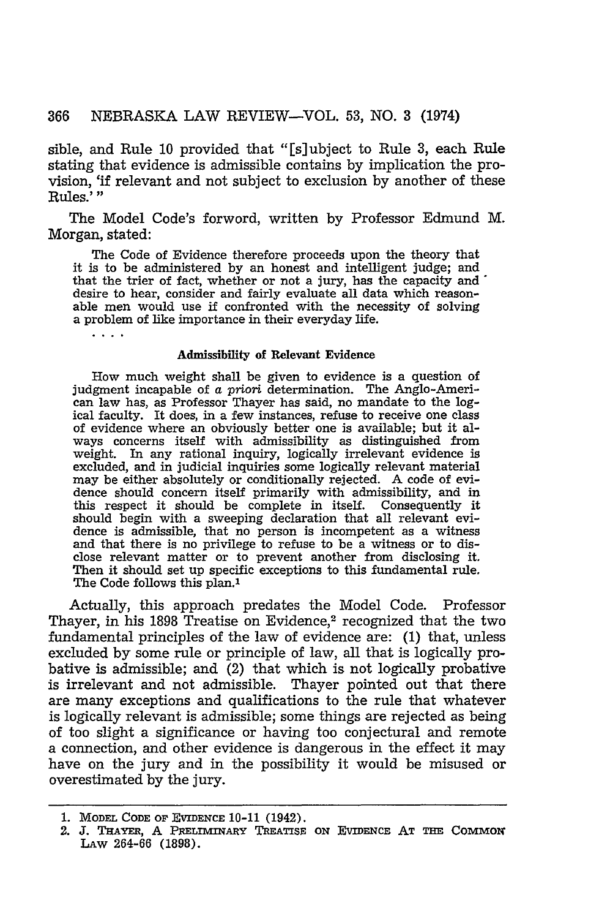sible, and Rule 10 provided that "[s]ubject to Rule 3, each Rule stating that evidence is admissible contains by implication the provision, 'if relevant and not subject to exclusion by another of these Rules.'"

The Model Code's forword, written by Professor Edmund M. Morgan, stated:

> The Code of Evidence therefore proceeds upon the theory that it is to be administered by an honest and intelligent judge; and that the trier of fact, whether or not a jury, has the capacity and desire to hear, consider and fairly evaluate all data which reasonable men would use if confronted with the necessity of solving a problem of like importance in their everyday life.
>
> . . . .
>
> **Admissibility of Relevant Evidence**
>
> How much weight shall be given to evidence is a question of judgment incapable of *a priori* determination. The Anglo-American law has, as Professor Thayer has said, no mandate to the logical faculty. It does, in a few instances, refuse to receive one class of evidence where an obviously better one is available; but it always concerns itself with admissibility as distinguished from weight. In any rational inquiry, logically irrelevant evidence is excluded, and in judicial inquiries some logically relevant material may be either absolutely or conditionally rejected. A code of evidence should concern itself primarily with admissibility, and in this respect it should be complete in itself. Consequently it should begin with a sweeping declaration that all relevant evidence is admissible, that no person is incompetent as a witness and that there is no privilege to refuse to be a witness or to disclose relevant matter or to prevent another from disclosing it. Then it should set up specific exceptions to this fundamental rule. The Code follows this plan.[1]

Actually, this approach predates the Model Code. Professor Thayer, in his 1898 Treatise on Evidence,[2] recognized that the two fundamental principles of the law of evidence are: (1) that, unless excluded by some rule or principle of law, all that is logically probative is admissible; and (2) that which is not logically probative is irrelevant and not admissible. Thayer pointed out that there are many exceptions and qualifications to the rule that whatever is logically relevant is admissible; some things are rejected as being of too slight a significance or having too conjectural and remote a connection, and other evidence is dangerous in the effect it may have on the jury and in the possibility it would be misused or overestimated by the jury.

---

1. MODEL CODE OF EVIDENCE 10-11 (1942).
2. J. THAYER, A PRELIMINARY TREATISE ON EVIDENCE AT THE COMMON LAW 264-66 (1898).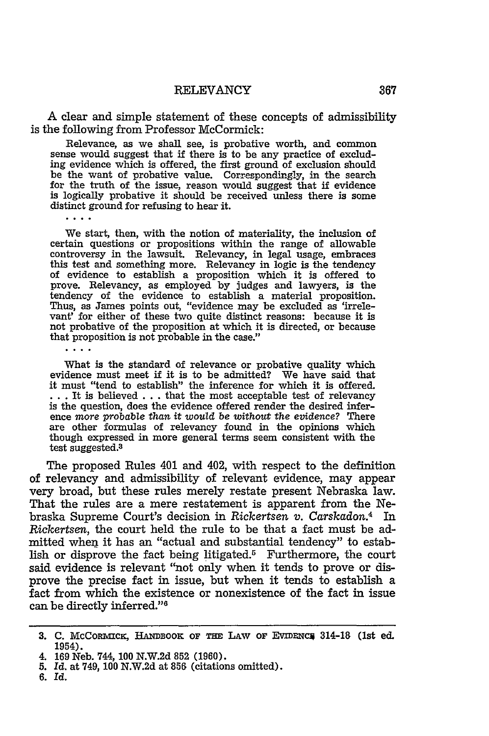A clear and simple statement of these concepts of admissibility is the following from Professor McCormick:

> Relevance, as we shall see, is probative worth, and common sense would suggest that if there is to be any practice of excluding evidence which is offered, the first ground of exclusion should be the want of probative value. Correspondingly, in the search for the truth of the issue, reason would suggest that if evidence is logically probative it should be received unless there is some distinct ground for refusing to hear it.
>
> . . . .
>
> We start, then, with the notion of materiality, the inclusion of certain questions or propositions within the range of allowable controversy in the lawsuit. Relevancy, in legal usage, embraces this test and something more. Relevancy in logic is the tendency of evidence to establish a proposition which it is offered to prove. Relevancy, as employed by judges and lawyers, is the tendency of the evidence to establish a material proposition. Thus, as James points out, "evidence may be excluded as 'irrelevant' for either of these two quite distinct reasons: because it is not probative of the proposition at which it is directed, or because that proposition is not probable in the case."
>
> . . . .
>
> What is the standard of relevance or probative quality which evidence must meet if it is to be admitted? We have said that it must "tend to establish" the inference for which it is offered. . . . It is believed . . . that the most acceptable test of relevancy is the question, does the evidence offered render the desired inference *more probable than it would be without the evidence?* There are other formulas of relevancy found in the opinions which though expressed in more general terms seem consistent with the test suggested.[3]

The proposed Rules 401 and 402, with respect to the definition of relevancy and admissibility of relevant evidence, may appear very broad, but these rules merely restate present Nebraska law. That the rules are a mere restatement is apparent from the Nebraska Supreme Court's decision in *Rickertsen v. Carskadon.*[4] In *Rickertsen*, the court held the rule to be that a fact must be admitted when it has an "actual and substantial tendency" to establish or disprove the fact being litigated.[5] Furthermore, the court said evidence is relevant "not only when it tends to prove or disprove the precise fact in issue, but when it tends to establish a fact from which the existence or nonexistence of the fact in issue can be directly inferred."[6]

---

3. C. McCormick, Handbook of the Law of Evidence 314-18 (1st ed. 1954).
4. 169 Neb. 744, 100 N.W.2d 852 (1960).
5. *Id.* at 749, 100 N.W.2d at 856 (citations omitted).
6. *Id.*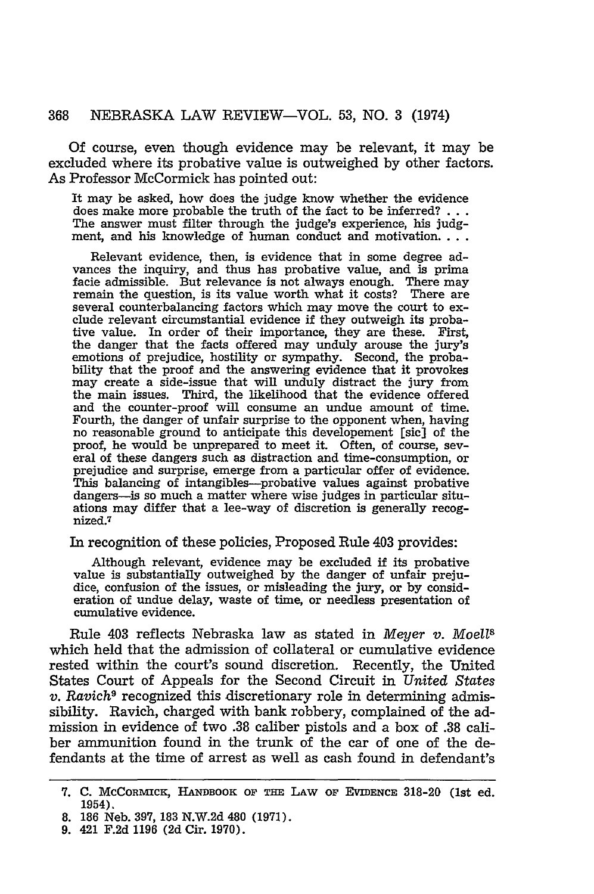Of course, even though evidence may be relevant, it may be excluded where its probative value is outweighed by other factors. As Professor McCormick has pointed out:

> It may be asked, how does the judge know whether the evidence does make more probable the truth of the fact to be inferred? . . . The answer must filter through the judge's experience, his judgment, and his knowledge of human conduct and motivation. . . .
>
> Relevant evidence, then, is evidence that in some degree advances the inquiry, and thus has probative value, and is prima facie admissible. But relevance is not always enough. There may remain the question, is its value worth what it costs? There are several counterbalancing factors which may move the court to exclude relevant circumstantial evidence if they outweigh its probative value. In order of their importance, they are these. First, the danger that the facts offered may unduly arouse the jury's emotions of prejudice, hostility or sympathy. Second, the probability that the proof and the answering evidence that it provokes may create a side-issue that will unduly distract the jury from the main issues. Third, the likelihood that the evidence offered and the counter-proof will consume an undue amount of time. Fourth, the danger of unfair surprise to the opponent when, having no reasonable ground to anticipate this developement [sic] of the proof, he would be unprepared to meet it. Often, of course, several of these dangers such as distraction and time-consumption, or prejudice and surprise, emerge from a particular offer of evidence. This balancing of intangibles—probative values against probative dangers—is so much a matter where wise judges in particular situations may differ that a lee-way of discretion is generally recognized.[7]

In recognition of these policies, Proposed Rule 403 provides:

> Although relevant, evidence may be excluded if its probative value is substantially outweighed by the danger of unfair prejudice, confusion of the issues, or misleading the jury, or by consideration of undue delay, waste of time, or needless presentation of cumulative evidence.

Rule 403 reflects Nebraska law as stated in *Meyer v. Moell*[8] which held that the admission of collateral or cumulative evidence rested within the court's sound discretion. Recently, the United States Court of Appeals for the Second Circuit in *United States v. Ravich*[9] recognized this discretionary role in determining admissibility. Ravich, charged with bank robbery, complained of the admission in evidence of two .38 caliber pistols and a box of .38 caliber ammunition found in the trunk of the car of one of the defendants at the time of arrest as well as cash found in defendant's

---

7. C. McCormick, Handbook of the Law of Evidence 318-20 (1st ed. 1954).
8. 186 Neb. 397, 183 N.W.2d 480 (1971).
9. 421 F.2d 1196 (2d Cir. 1970).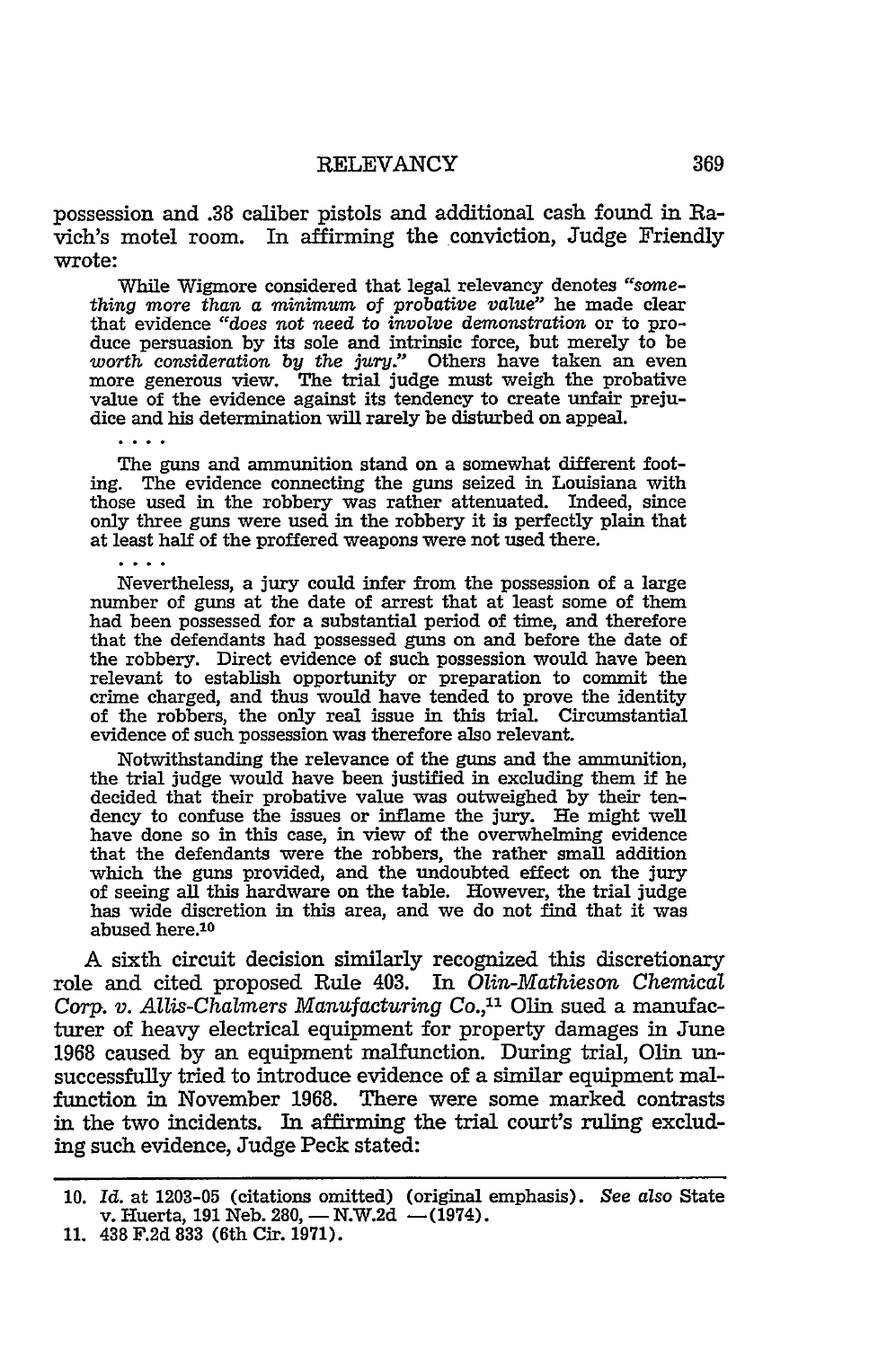possession and .38 caliber pistols and additional cash found in Ravich's motel room. In affirming the conviction, Judge Friendly wrote:

> While Wigmore considered that legal relevancy denotes "*something more than a minimum of probative value*" he made clear that evidence "*does not need to involve demonstration* or to produce persuasion by its sole and intrinsic force, but merely to be *worth consideration by the jury*." Others have taken an even more generous view. The trial judge must weigh the probative value of the evidence against its tendency to create unfair prejudice and his determination will rarely be disturbed on appeal.
>
> . . . .
>
> The guns and ammunition stand on a somewhat different footing. The evidence connecting the guns seized in Louisiana with those used in the robbery was rather attenuated. Indeed, since only three guns were used in the robbery it is perfectly plain that at least half of the proffered weapons were not used there.
>
> . . . .
>
> Nevertheless, a jury could infer from the possession of a large number of guns at the date of arrest that at least some of them had been possessed for a substantial period of time, and therefore that the defendants had possessed guns on and before the date of the robbery. Direct evidence of such possession would have been relevant to establish opportunity or preparation to commit the crime charged, and thus would have tended to prove the identity of the robbers, the only real issue in this trial. Circumstantial evidence of such possession was therefore also relevant.
>
> Notwithstanding the relevance of the guns and the ammunition, the trial judge would have been justified in excluding them if he decided that their probative value was outweighed by their tendency to confuse the issues or inflame the jury. He might well have done so in this case, in view of the overwhelming evidence that the defendants were the robbers, the rather small addition which the guns provided, and the undoubted effect on the jury of seeing all this hardware on the table. However, the trial judge has wide discretion in this area, and we do not find that it was abused here.[10]

A sixth circuit decision similarly recognized this discretionary role and cited proposed Rule 403. In *Olin-Mathieson Chemical Corp. v. Allis-Chalmers Manufacturing Co.*,[11] Olin sued a manufacturer of heavy electrical equipment for property damages in June 1968 caused by an equipment malfunction. During trial, Olin unsuccessfully tried to introduce evidence of a similar equipment malfunction in November 1968. There were some marked contrasts in the two incidents. In affirming the trial court's ruling excluding such evidence, Judge Peck stated:

---

10. *Id.* at 1203-05 (citations omitted) (original emphasis). *See also* State v. Huerta, 191 Neb. 280, — N.W.2d —(1974).

11. 438 F.2d 833 (6th Cir. 1971).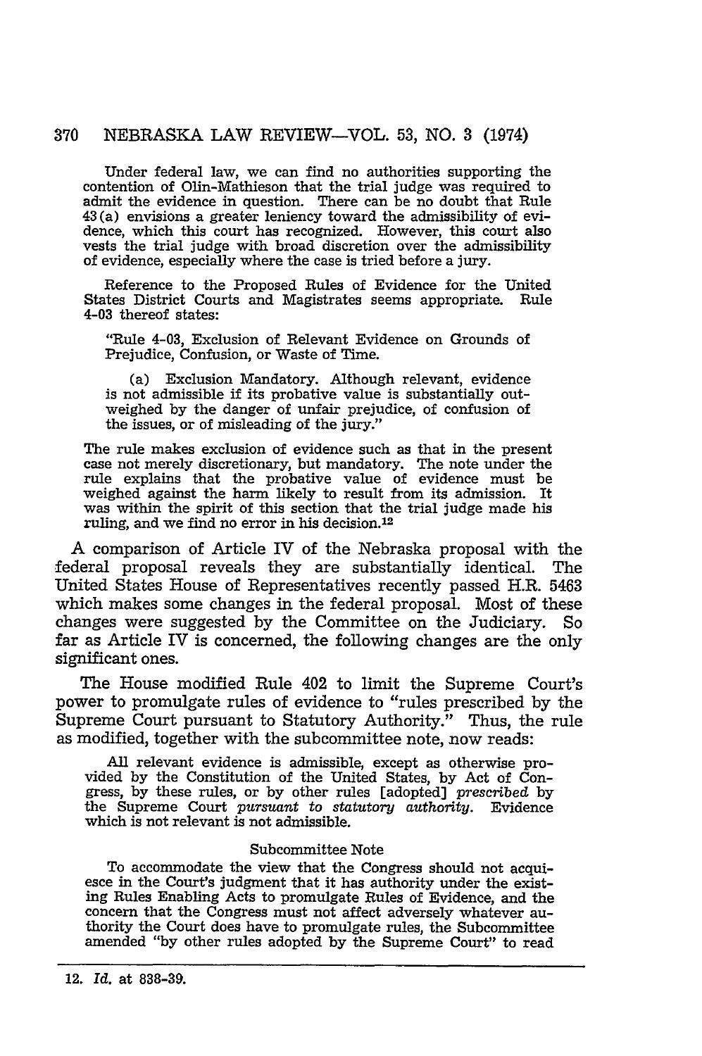> Under federal law, we can find no authorities supporting the contention of Olin-Mathieson that the trial judge was required to admit the evidence in question. There can be no doubt that Rule 43(a) envisions a greater leniency toward the admissibility of evidence, which this court has recognized. However, this court also vests the trial judge with broad discretion over the admissibility of evidence, especially where the case is tried before a jury.
>
> Reference to the Proposed Rules of Evidence for the United States District Courts and Magistrates seems appropriate. Rule 4-03 thereof states:
>
> > "Rule 4-03, Exclusion of Relevant Evidence on Grounds of Prejudice, Confusion, or Waste of Time.
> >
> > (a) Exclusion Mandatory. Although relevant, evidence is not admissible if its probative value is substantially outweighed by the danger of unfair prejudice, of confusion of the issues, or of misleading of the jury."
>
> The rule makes exclusion of evidence such as that in the present case not merely discretionary, but mandatory. The note under the rule explains that the probative value of evidence must be weighed against the harm likely to result from its admission. It was within the spirit of this section that the trial judge made his ruling, and we find no error in his decision.[12]

A comparison of Article IV of the Nebraska proposal with the federal proposal reveals they are substantially identical. The United States House of Representatives recently passed H.R. 5463 which makes some changes in the federal proposal. Most of these changes were suggested by the Committee on the Judiciary. So far as Article IV is concerned, the following changes are the only significant ones.

The House modified Rule 402 to limit the Supreme Court's power to promulgate rules of evidence to "rules prescribed by the Supreme Court pursuant to Statutory Authority." Thus, the rule as modified, together with the subcommittee note, now reads:

> All relevant evidence is admissible, except as otherwise provided by the Constitution of the United States, by Act of Congress, by these rules, or by other rules [adopted] *prescribed* by the Supreme Court *pursuant to statutory authority*. Evidence which is not relevant is not admissible.
>
> Subcommittee Note
>
> To accommodate the view that the Congress should not acquiesce in the Court's judgment that it has authority under the existing Rules Enabling Acts to promulgate Rules of Evidence, and the concern that the Congress must not affect adversely whatever authority the Court does have to promulgate rules, the Subcommittee amended "by other rules adopted by the Supreme Court" to read

---

12. *Id.* at 838-39.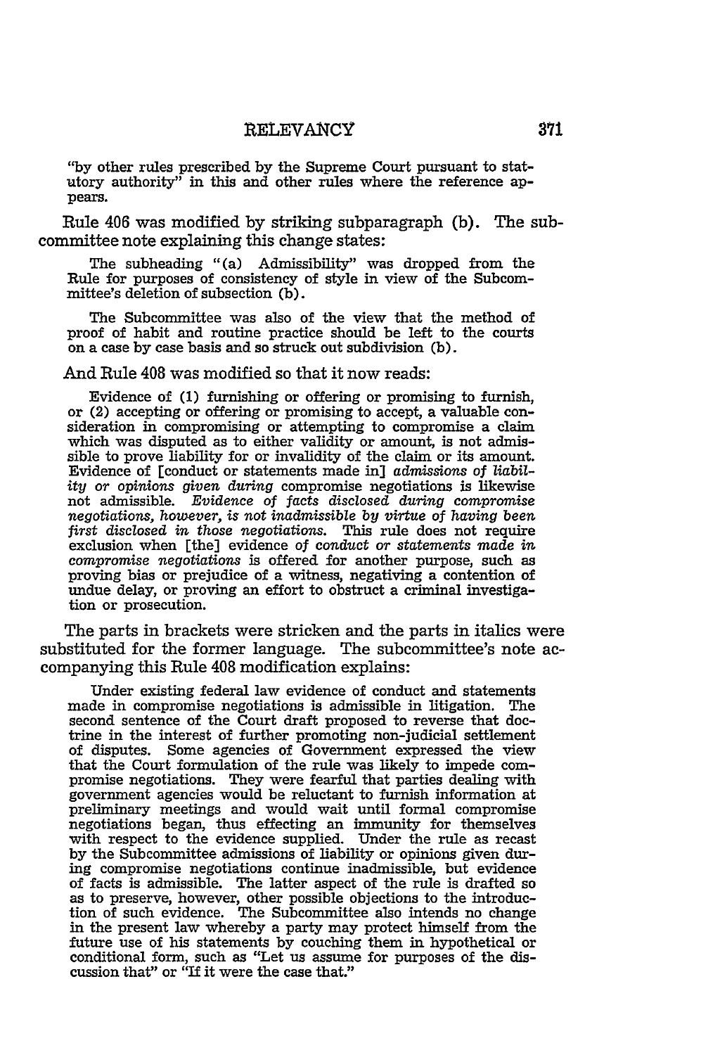"by other rules prescribed by the Supreme Court pursuant to statutory authority" in this and other rules where the reference appears.

Rule 406 was modified by striking subparagraph (b). The subcommittee note explaining this change states:

> The subheading "(a) Admissibility" was dropped from the Rule for purposes of consistency of style in view of the Subcommittee's deletion of subsection (b).
>
> The Subcommittee was also of the view that the method of proof of habit and routine practice should be left to the courts on a case by case basis and so struck out subdivision (b).

And Rule 408 was modified so that it now reads:

> Evidence of (1) furnishing or offering or promising to furnish, or (2) accepting or offering or promising to accept, a valuable consideration in compromising or attempting to compromise a claim which was disputed as to either validity or amount, is not admissible to prove liability for or invalidity of the claim or its amount. Evidence of [conduct or statements made in] *admissions of liability or opinions given during* compromise negotiations is likewise not admissible. *Evidence of facts disclosed during compromise negotiations, however, is not inadmissible by virtue of having been first disclosed in those negotiations.* This rule does not require exclusion when [the] evidence *of conduct or statements made in compromise negotiations* is offered for another purpose, such as proving bias or prejudice of a witness, negativing a contention of undue delay, or proving an effort to obstruct a criminal investigation or prosecution.

The parts in brackets were stricken and the parts in italics were substituted for the former language. The subcommittee's note accompanying this Rule 408 modification explains:

> Under existing federal law evidence of conduct and statements made in compromise negotiations is admissible in litigation. The second sentence of the Court draft proposed to reverse that doctrine in the interest of further promoting non-judicial settlement of disputes. Some agencies of Government expressed the view that the Court formulation of the rule was likely to impede compromise negotiations. They were fearful that parties dealing with government agencies would be reluctant to furnish information at preliminary meetings and would wait until formal compromise negotiations began, thus effecting an immunity for themselves with respect to the evidence supplied. Under the rule as recast by the Subcommittee admissions of liability or opinions given during compromise negotiations continue inadmissible, but evidence of facts is admissible. The latter aspect of the rule is drafted so as to preserve, however, other possible objections to the introduction of such evidence. The Subcommittee also intends no change in the present law whereby a party may protect himself from the future use of his statements by couching them in hypothetical or conditional form, such as "Let us assume for purposes of the discussion that" or "If it were the case that."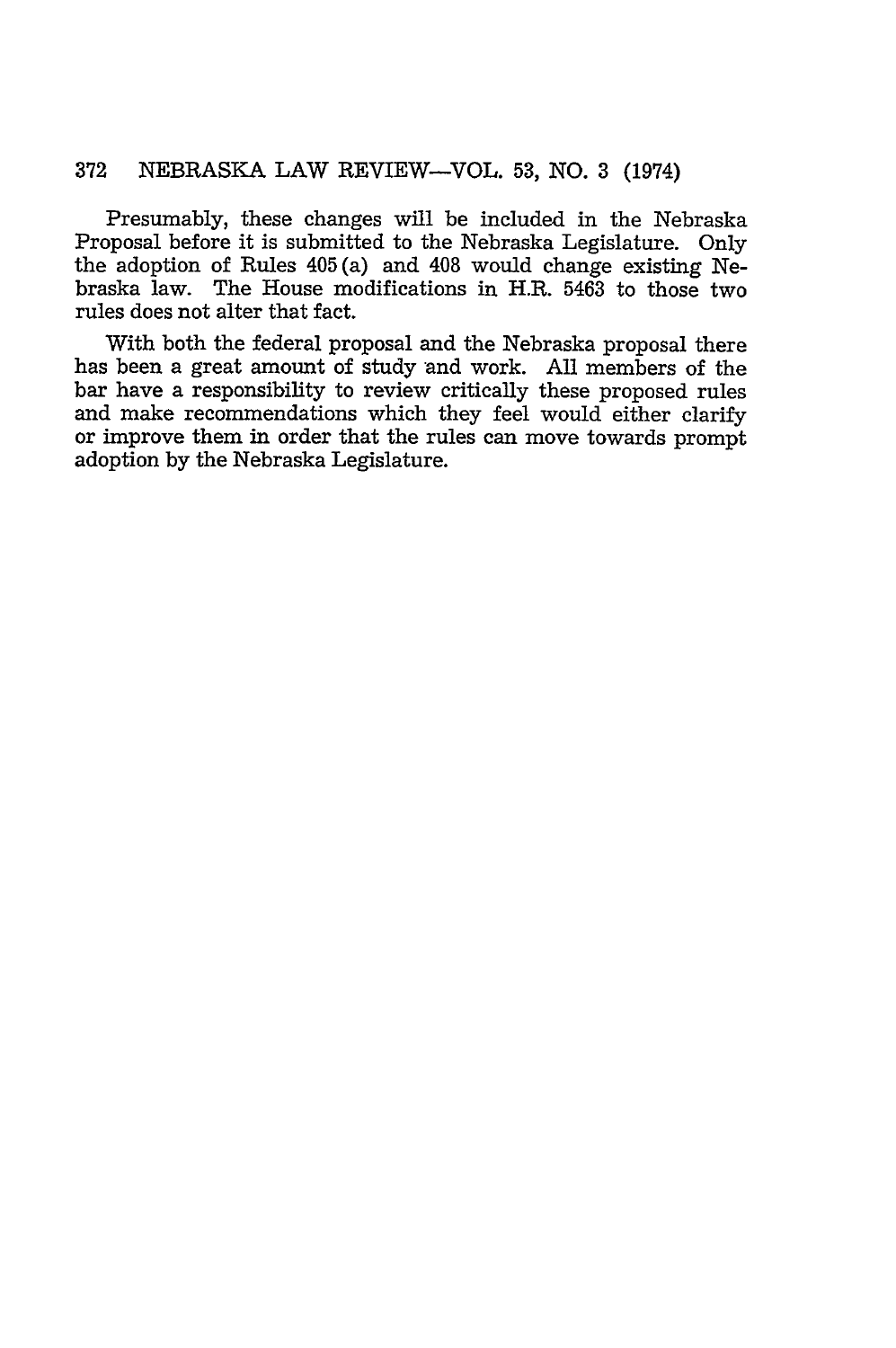Presumably, these changes will be included in the Nebraska Proposal before it is submitted to the Nebraska Legislature. Only the adoption of Rules 405(a) and 408 would change existing Nebraska law. The House modifications in H.R. 5463 to those two rules does not alter that fact.

With both the federal proposal and the Nebraska proposal there has been a great amount of study and work. All members of the bar have a responsibility to review critically these proposed rules and make recommendations which they feel would either clarify or improve them in order that the rules can move towards prompt adoption by the Nebraska Legislature.